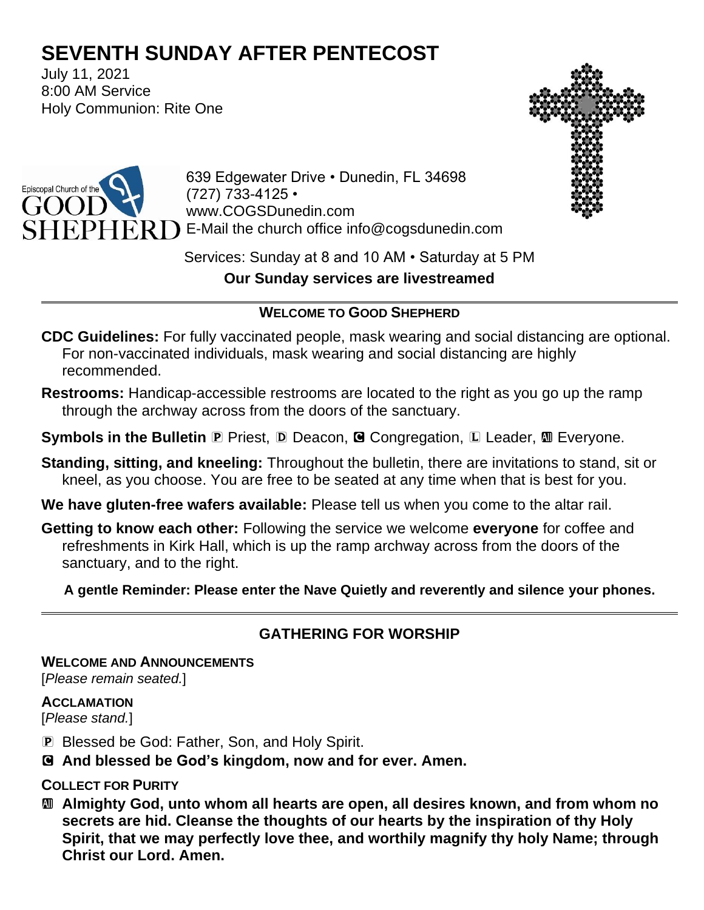# SEVENTH SUNDAY AFTER PENTECOST

July 11, 2021
8:00 AM Service
Holy Communion: Rite One

Episcopal Church of the GOOD SHEPHERD

639 Edgewater Drive • Dunedin, FL 34698
(727) 733-4125 •
www.COGSDunedin.com
E-Mail the church office info@cogsdunedin.com

Services: Sunday at 8 and 10 AM • Saturday at 5 PM

**Our Sunday services are livestreamed**

---

## WELCOME TO GOOD SHEPHERD

**CDC Guidelines:** For fully vaccinated people, mask wearing and social distancing are optional. For non-vaccinated individuals, mask wearing and social distancing are highly recommended.

**Restrooms:** Handicap-accessible restrooms are located to the right as you go up the ramp through the archway across from the doors of the sanctuary.

**Symbols in the Bulletin** P Priest, D Deacon, C Congregation, L Leader, All Everyone.

**Standing, sitting, and kneeling:** Throughout the bulletin, there are invitations to stand, sit or kneel, as you choose. You are free to be seated at any time when that is best for you.

**We have gluten-free wafers available:** Please tell us when you come to the altar rail.

**Getting to know each other:** Following the service we welcome **everyone** for coffee and refreshments in Kirk Hall, which is up the ramp archway across from the doors of the sanctuary, and to the right.

**A gentle Reminder: Please enter the Nave Quietly and reverently and silence your phones.**

---

## GATHERING FOR WORSHIP

### WELCOME AND ANNOUNCEMENTS

[*Please remain seated.*]

### ACCLAMATION

[*Please stand.*]

P Blessed be God: Father, Son, and Holy Spirit.

C **And blessed be God's kingdom, now and for ever. Amen.**

### COLLECT FOR PURITY

All **Almighty God, unto whom all hearts are open, all desires known, and from whom no secrets are hid. Cleanse the thoughts of our hearts by the inspiration of thy Holy Spirit, that we may perfectly love thee, and worthily magnify thy holy Name; through Christ our Lord. Amen.**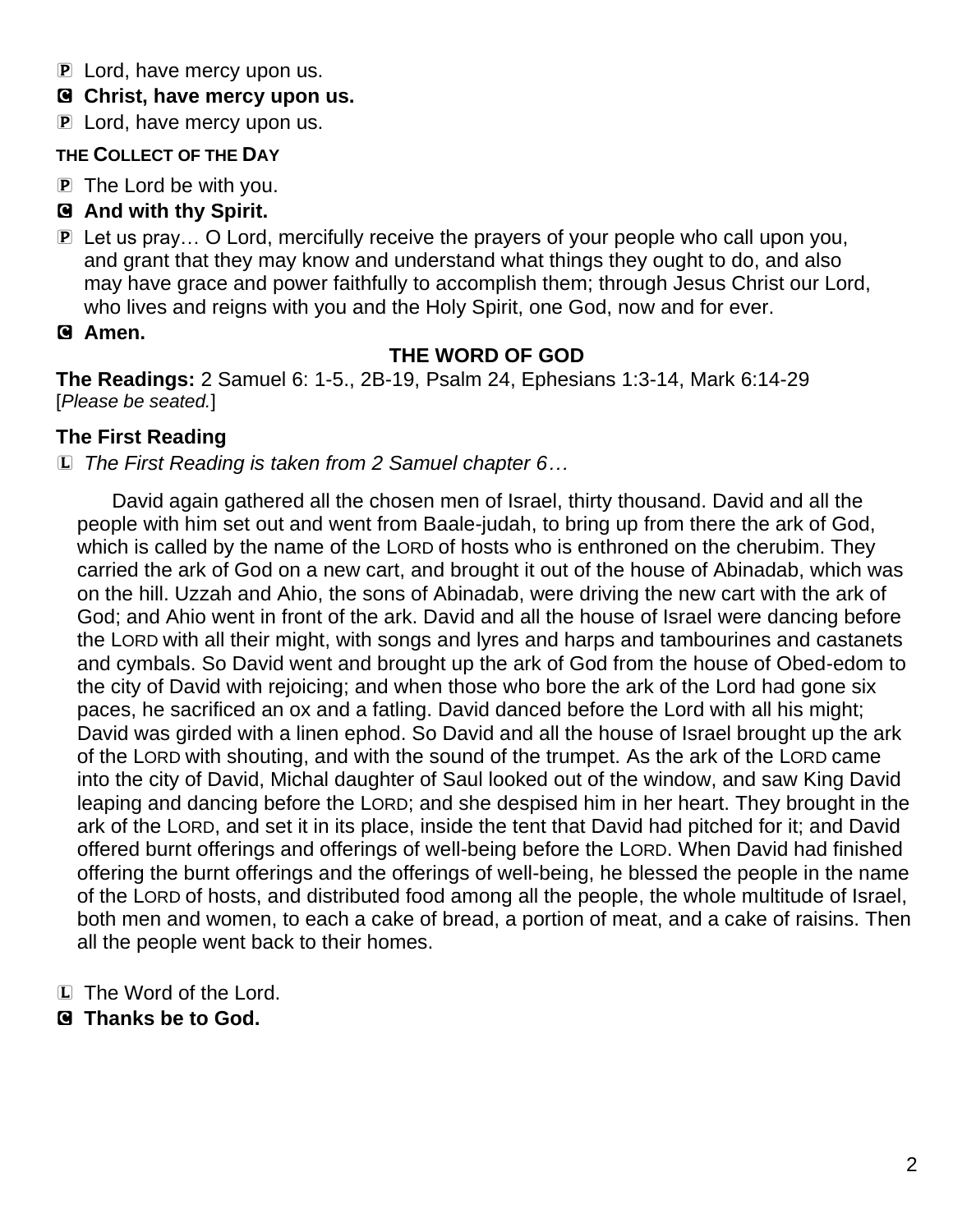P Lord, have mercy upon us.

**C Christ, have mercy upon us.**

P Lord, have mercy upon us.

**THE COLLECT OF THE DAY**

P The Lord be with you.

**C And with thy Spirit.**

P Let us pray… O Lord, mercifully receive the prayers of your people who call upon you, and grant that they may know and understand what things they ought to do, and also may have grace and power faithfully to accomplish them; through Jesus Christ our Lord, who lives and reigns with you and the Holy Spirit, one God, now and for ever.

**C Amen.**

## THE WORD OF GOD

**The Readings:** 2 Samuel 6: 1-5., 2B-19, Psalm 24, Ephesians 1:3-14, Mark 6:14-29
[*Please be seated.*]

### The First Reading

L *The First Reading is taken from 2 Samuel chapter 6…*

David again gathered all the chosen men of Israel, thirty thousand. David and all the people with him set out and went from Baale-judah, to bring up from there the ark of God, which is called by the name of the LORD of hosts who is enthroned on the cherubim. They carried the ark of God on a new cart, and brought it out of the house of Abinadab, which was on the hill. Uzzah and Ahio, the sons of Abinadab, were driving the new cart with the ark of God; and Ahio went in front of the ark. David and all the house of Israel were dancing before the LORD with all their might, with songs and lyres and harps and tambourines and castanets and cymbals. So David went and brought up the ark of God from the house of Obed-edom to the city of David with rejoicing; and when those who bore the ark of the Lord had gone six paces, he sacrificed an ox and a fatling. David danced before the Lord with all his might; David was girded with a linen ephod. So David and all the house of Israel brought up the ark of the LORD with shouting, and with the sound of the trumpet. As the ark of the LORD came into the city of David, Michal daughter of Saul looked out of the window, and saw King David leaping and dancing before the LORD; and she despised him in her heart. They brought in the ark of the LORD, and set it in its place, inside the tent that David had pitched for it; and David offered burnt offerings and offerings of well-being before the LORD. When David had finished offering the burnt offerings and the offerings of well-being, he blessed the people in the name of the LORD of hosts, and distributed food among all the people, the whole multitude of Israel, both men and women, to each a cake of bread, a portion of meat, and a cake of raisins. Then all the people went back to their homes.

L The Word of the Lord.

**C Thanks be to God.**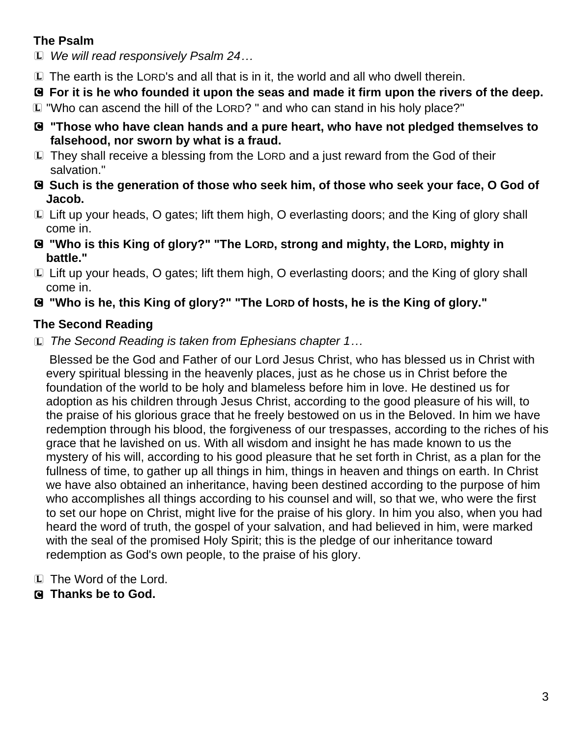**The Psalm**

L *We will read responsively Psalm 24…*

L The earth is the LORD's and all that is in it, the world and all who dwell therein.

**C For it is he who founded it upon the seas and made it firm upon the rivers of the deep.**

L "Who can ascend the hill of the LORD? " and who can stand in his holy place?"

**C "Those who have clean hands and a pure heart, who have not pledged themselves to falsehood, nor sworn by what is a fraud.**

L They shall receive a blessing from the LORD and a just reward from the God of their salvation."

**C Such is the generation of those who seek him, of those who seek your face, O God of Jacob.**

L Lift up your heads, O gates; lift them high, O everlasting doors; and the King of glory shall come in.

**C "Who is this King of glory?" "The LORD, strong and mighty, the LORD, mighty in battle."**

L Lift up your heads, O gates; lift them high, O everlasting doors; and the King of glory shall come in.

**C "Who is he, this King of glory?" "The LORD of hosts, he is the King of glory."**

**The Second Reading**

L *The Second Reading is taken from Ephesians chapter 1…*

Blessed be the God and Father of our Lord Jesus Christ, who has blessed us in Christ with every spiritual blessing in the heavenly places, just as he chose us in Christ before the foundation of the world to be holy and blameless before him in love. He destined us for adoption as his children through Jesus Christ, according to the good pleasure of his will, to the praise of his glorious grace that he freely bestowed on us in the Beloved. In him we have redemption through his blood, the forgiveness of our trespasses, according to the riches of his grace that he lavished on us. With all wisdom and insight he has made known to us the mystery of his will, according to his good pleasure that he set forth in Christ, as a plan for the fullness of time, to gather up all things in him, things in heaven and things on earth. In Christ we have also obtained an inheritance, having been destined according to the purpose of him who accomplishes all things according to his counsel and will, so that we, who were the first to set our hope on Christ, might live for the praise of his glory. In him you also, when you had heard the word of truth, the gospel of your salvation, and had believed in him, were marked with the seal of the promised Holy Spirit; this is the pledge of our inheritance toward redemption as God's own people, to the praise of his glory.

L The Word of the Lord.

**C Thanks be to God.**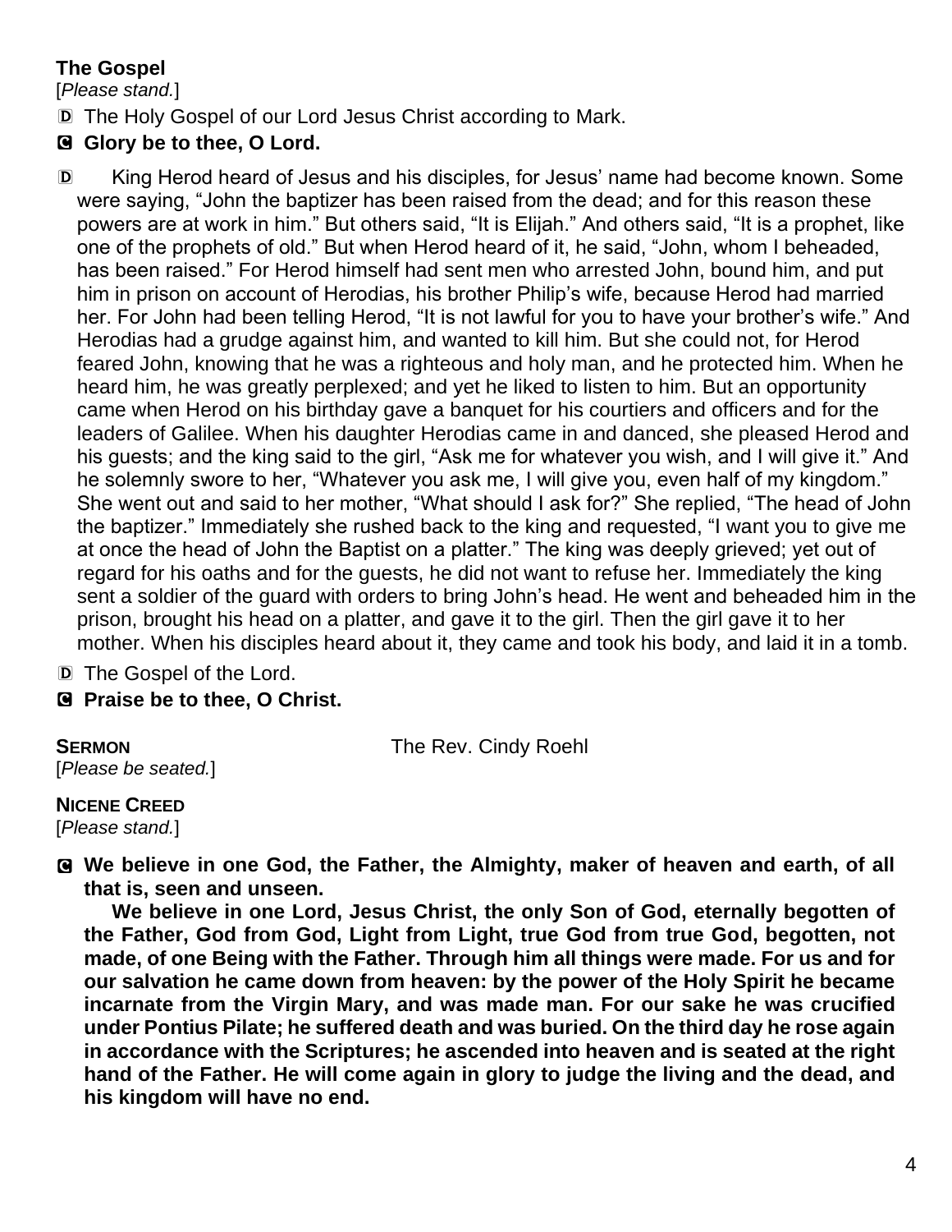**The Gospel**

[*Please stand.*]

Ⓓ The Holy Gospel of our Lord Jesus Christ according to Mark.

Ⓒ **Glory be to thee, O Lord.**

Ⓓ King Herod heard of Jesus and his disciples, for Jesus' name had become known. Some were saying, "John the baptizer has been raised from the dead; and for this reason these powers are at work in him." But others said, "It is Elijah." And others said, "It is a prophet, like one of the prophets of old." But when Herod heard of it, he said, "John, whom I beheaded, has been raised." For Herod himself had sent men who arrested John, bound him, and put him in prison on account of Herodias, his brother Philip's wife, because Herod had married her. For John had been telling Herod, "It is not lawful for you to have your brother's wife." And Herodias had a grudge against him, and wanted to kill him. But she could not, for Herod feared John, knowing that he was a righteous and holy man, and he protected him. When he heard him, he was greatly perplexed; and yet he liked to listen to him. But an opportunity came when Herod on his birthday gave a banquet for his courtiers and officers and for the leaders of Galilee. When his daughter Herodias came in and danced, she pleased Herod and his guests; and the king said to the girl, "Ask me for whatever you wish, and I will give it." And he solemnly swore to her, "Whatever you ask me, I will give you, even half of my kingdom." She went out and said to her mother, "What should I ask for?" She replied, "The head of John the baptizer." Immediately she rushed back to the king and requested, "I want you to give me at once the head of John the Baptist on a platter." The king was deeply grieved; yet out of regard for his oaths and for the guests, he did not want to refuse her. Immediately the king sent a soldier of the guard with orders to bring John's head. He went and beheaded him in the prison, brought his head on a platter, and gave it to the girl. Then the girl gave it to her mother. When his disciples heard about it, they came and took his body, and laid it in a tomb.

Ⓓ The Gospel of the Lord.

Ⓒ **Praise be to thee, O Christ.**

**SERMON** The Rev. Cindy Roehl

[*Please be seated.*]

**NICENE CREED**

[*Please stand.*]

Ⓒ **We believe in one God, the Father, the Almighty, maker of heaven and earth, of all that is, seen and unseen.**

**We believe in one Lord, Jesus Christ, the only Son of God, eternally begotten of the Father, God from God, Light from Light, true God from true God, begotten, not made, of one Being with the Father. Through him all things were made. For us and for our salvation he came down from heaven: by the power of the Holy Spirit he became incarnate from the Virgin Mary, and was made man. For our sake he was crucified under Pontius Pilate; he suffered death and was buried. On the third day he rose again in accordance with the Scriptures; he ascended into heaven and is seated at the right hand of the Father. He will come again in glory to judge the living and the dead, and his kingdom will have no end.**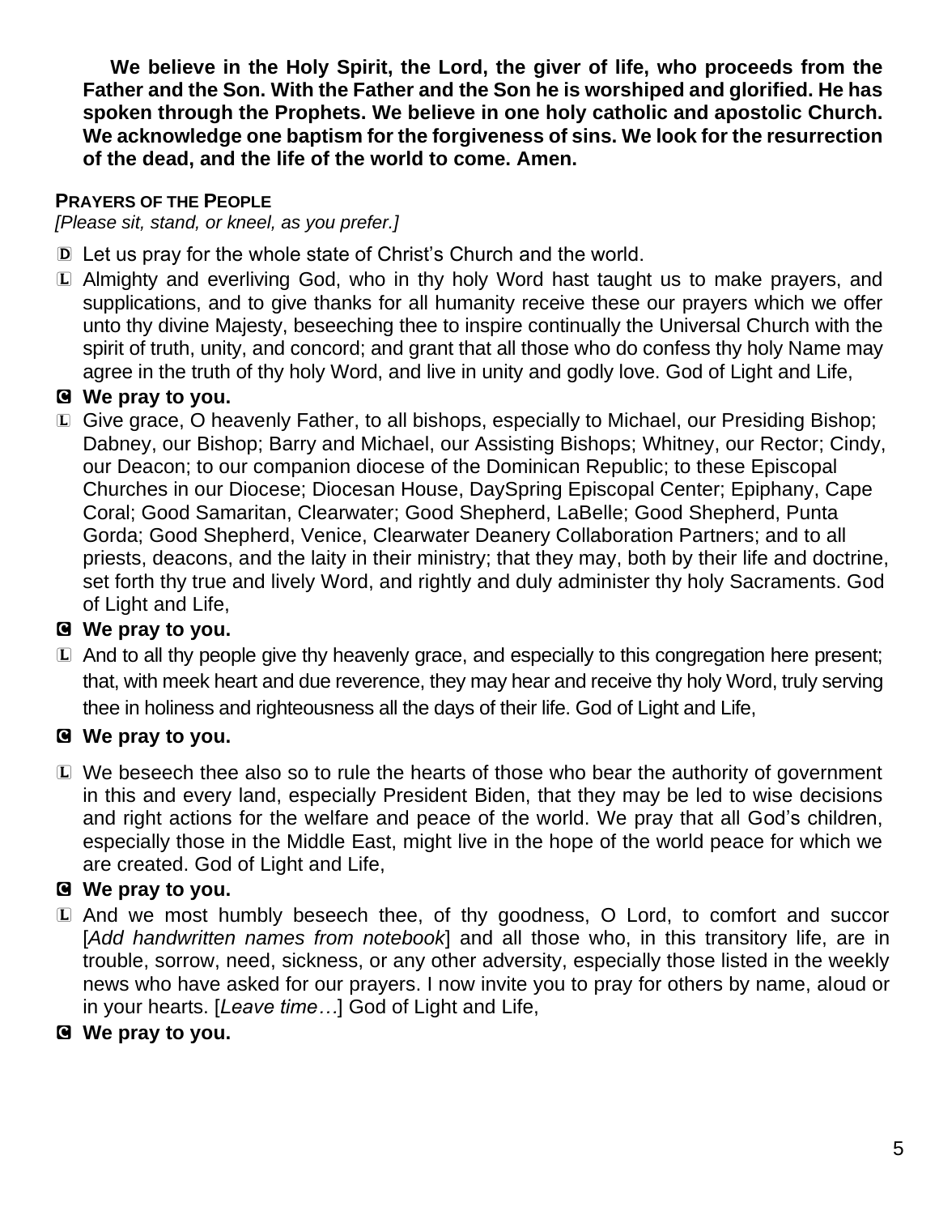**We believe in the Holy Spirit, the Lord, the giver of life, who proceeds from the Father and the Son. With the Father and the Son he is worshiped and glorified. He has spoken through the Prophets. We believe in one holy catholic and apostolic Church. We acknowledge one baptism for the forgiveness of sins. We look for the resurrection of the dead, and the life of the world to come. Amen.**

**PRAYERS OF THE PEOPLE**

*[Please sit, stand, or kneel, as you prefer.]*

D Let us pray for the whole state of Christ's Church and the world.

L Almighty and everliving God, who in thy holy Word hast taught us to make prayers, and supplications, and to give thanks for all humanity receive these our prayers which we offer unto thy divine Majesty, beseeching thee to inspire continually the Universal Church with the spirit of truth, unity, and concord; and grant that all those who do confess thy holy Name may agree in the truth of thy holy Word, and live in unity and godly love. God of Light and Life,

**C We pray to you.**

L Give grace, O heavenly Father, to all bishops, especially to Michael, our Presiding Bishop; Dabney, our Bishop; Barry and Michael, our Assisting Bishops; Whitney, our Rector; Cindy, our Deacon; to our companion diocese of the Dominican Republic; to these Episcopal Churches in our Diocese; Diocesan House, DaySpring Episcopal Center; Epiphany, Cape Coral; Good Samaritan, Clearwater; Good Shepherd, LaBelle; Good Shepherd, Punta Gorda; Good Shepherd, Venice, Clearwater Deanery Collaboration Partners; and to all priests, deacons, and the laity in their ministry; that they may, both by their life and doctrine, set forth thy true and lively Word, and rightly and duly administer thy holy Sacraments. God of Light and Life,

**C We pray to you.**

L And to all thy people give thy heavenly grace, and especially to this congregation here present; that, with meek heart and due reverence, they may hear and receive thy holy Word, truly serving thee in holiness and righteousness all the days of their life. God of Light and Life,

**C We pray to you.**

L We beseech thee also so to rule the hearts of those who bear the authority of government in this and every land, especially President Biden, that they may be led to wise decisions and right actions for the welfare and peace of the world. We pray that all God's children, especially those in the Middle East, might live in the hope of the world peace for which we are created. God of Light and Life,

**C We pray to you.**

L And we most humbly beseech thee, of thy goodness, O Lord, to comfort and succor [*Add handwritten names from notebook*] and all those who, in this transitory life, are in trouble, sorrow, need, sickness, or any other adversity, especially those listed in the weekly news who have asked for our prayers. I now invite you to pray for others by name, aloud or in your hearts. [*Leave time…*] God of Light and Life,

**C We pray to you.**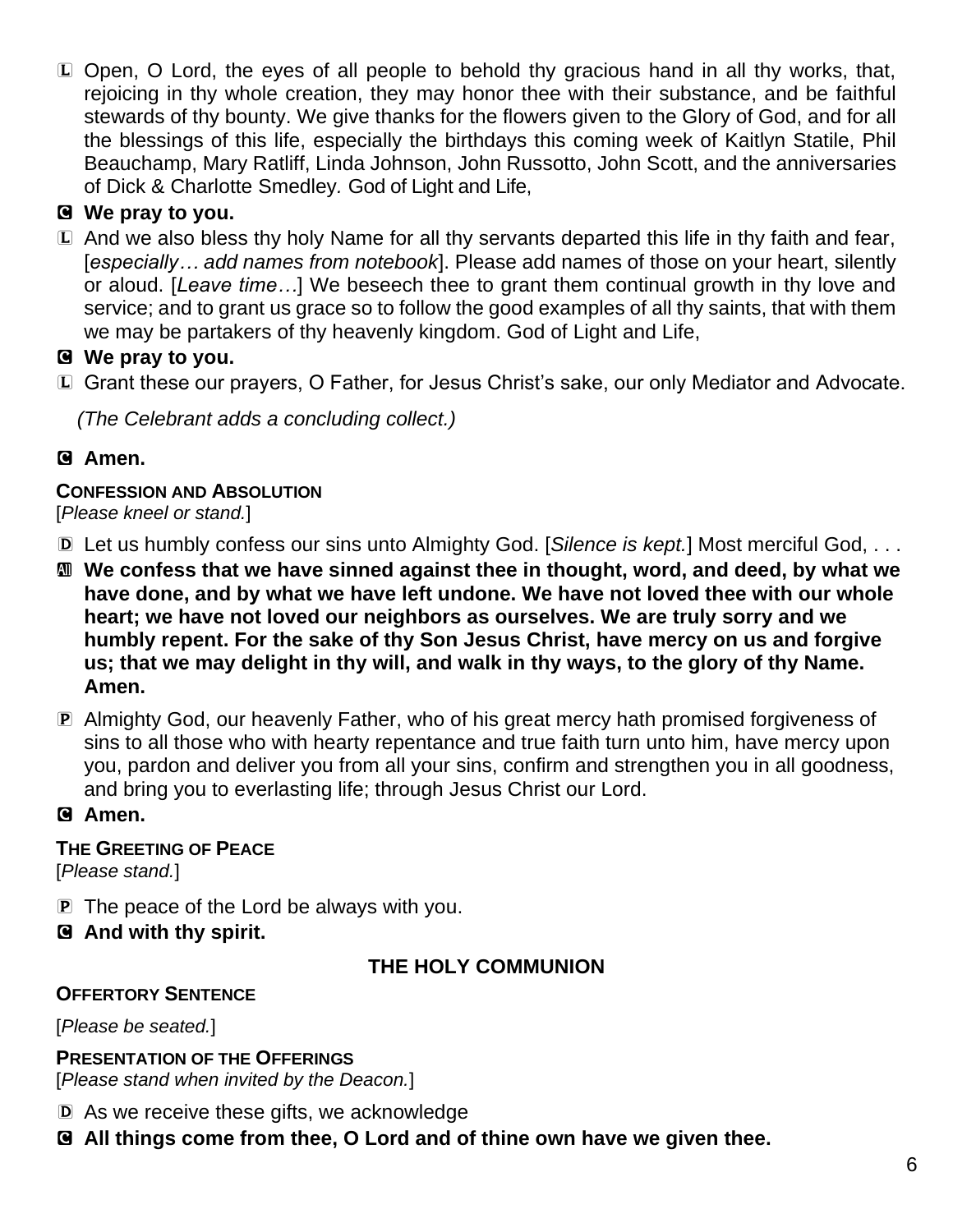L Open, O Lord, the eyes of all people to behold thy gracious hand in all thy works, that, rejoicing in thy whole creation, they may honor thee with their substance, and be faithful stewards of thy bounty. We give thanks for the flowers given to the Glory of God, and for all the blessings of this life, especially the birthdays this coming week of Kaitlyn Statile, Phil Beauchamp, Mary Ratliff, Linda Johnson, John Russotto, John Scott, and the anniversaries of Dick & Charlotte Smedley*.* God of Light and Life,

C **We pray to you.**

L And we also bless thy holy Name for all thy servants departed this life in thy faith and fear, [*especially… add names from notebook*]. Please add names of those on your heart, silently or aloud. [*Leave time…*] We beseech thee to grant them continual growth in thy love and service; and to grant us grace so to follow the good examples of all thy saints, that with them we may be partakers of thy heavenly kingdom. God of Light and Life,

C **We pray to you.**

L Grant these our prayers, O Father, for Jesus Christ's sake, our only Mediator and Advocate.

*(The Celebrant adds a concluding collect.)*

C **Amen.**

**CONFESSION AND ABSOLUTION**

[*Please kneel or stand.*]

D Let us humbly confess our sins unto Almighty God. [*Silence is kept.*] Most merciful God, . . .

All **We confess that we have sinned against thee in thought, word, and deed, by what we have done, and by what we have left undone. We have not loved thee with our whole heart; we have not loved our neighbors as ourselves. We are truly sorry and we humbly repent. For the sake of thy Son Jesus Christ, have mercy on us and forgive us; that we may delight in thy will, and walk in thy ways, to the glory of thy Name. Amen.**

P Almighty God, our heavenly Father, who of his great mercy hath promised forgiveness of sins to all those who with hearty repentance and true faith turn unto him, have mercy upon you, pardon and deliver you from all your sins, confirm and strengthen you in all goodness, and bring you to everlasting life; through Jesus Christ our Lord.

C **Amen.**

**THE GREETING OF PEACE**

[*Please stand.*]

P The peace of the Lord be always with you.

C **And with thy spirit.**

## THE HOLY COMMUNION

**OFFERTORY SENTENCE**

[*Please be seated.*]

**PRESENTATION OF THE OFFERINGS**

[*Please stand when invited by the Deacon.*]

D As we receive these gifts, we acknowledge

C **All things come from thee, O Lord and of thine own have we given thee.**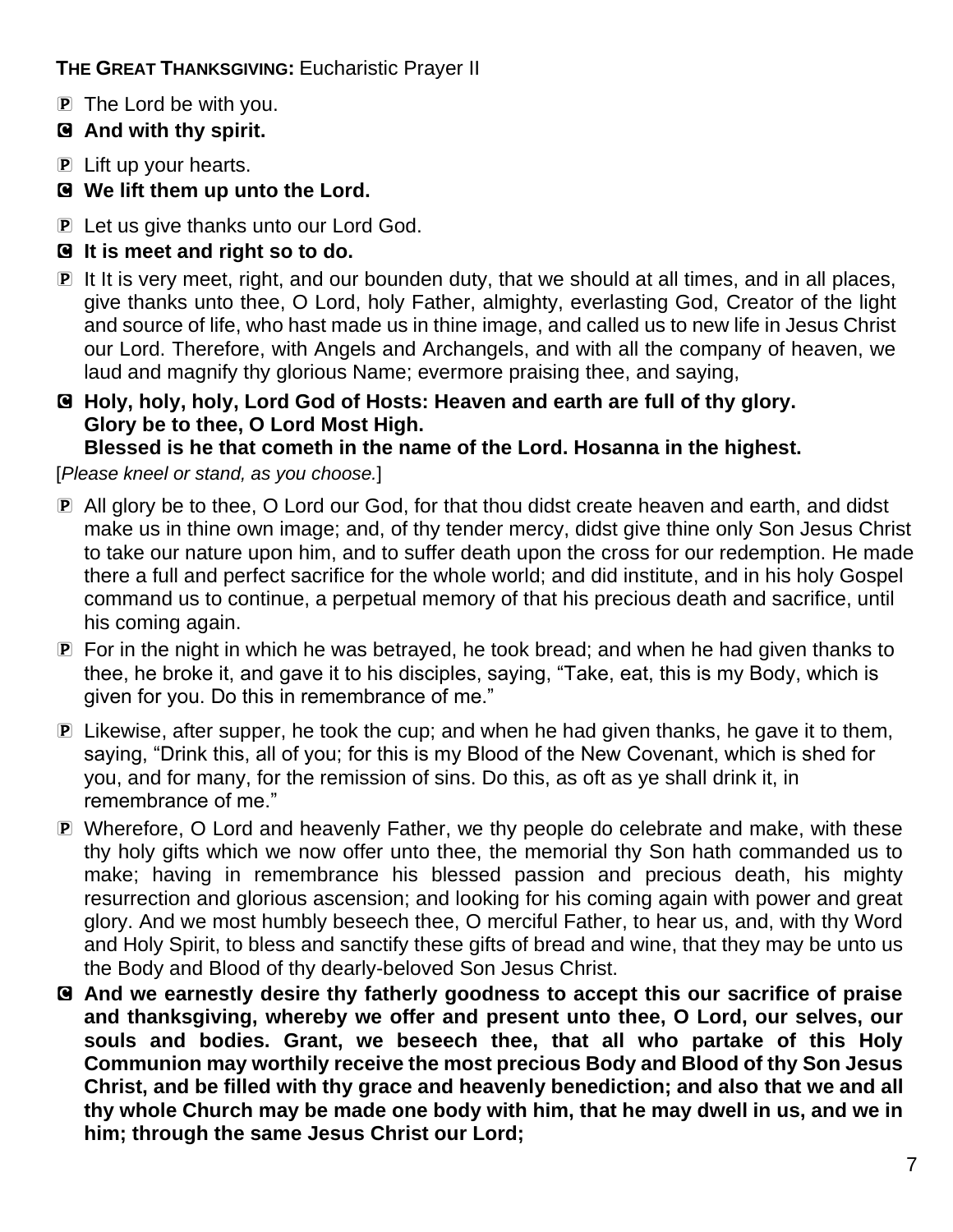**THE GREAT THANKSGIVING:** Eucharistic Prayer II

P The Lord be with you.

**C And with thy spirit.**

P Lift up your hearts.

**C We lift them up unto the Lord.**

P Let us give thanks unto our Lord God.

**C It is meet and right so to do.**

P It It is very meet, right, and our bounden duty, that we should at all times, and in all places, give thanks unto thee, O Lord, holy Father, almighty, everlasting God, Creator of the light and source of life, who hast made us in thine image, and called us to new life in Jesus Christ our Lord. Therefore, with Angels and Archangels, and with all the company of heaven, we laud and magnify thy glorious Name; evermore praising thee, and saying,

**C Holy, holy, holy, Lord God of Hosts: Heaven and earth are full of thy glory. Glory be to thee, O Lord Most High. Blessed is he that cometh in the name of the Lord. Hosanna in the highest.**

[*Please kneel or stand, as you choose.*]

P All glory be to thee, O Lord our God, for that thou didst create heaven and earth, and didst make us in thine own image; and, of thy tender mercy, didst give thine only Son Jesus Christ to take our nature upon him, and to suffer death upon the cross for our redemption. He made there a full and perfect sacrifice for the whole world; and did institute, and in his holy Gospel command us to continue, a perpetual memory of that his precious death and sacrifice, until his coming again.

P For in the night in which he was betrayed, he took bread; and when he had given thanks to thee, he broke it, and gave it to his disciples, saying, "Take, eat, this is my Body, which is given for you. Do this in remembrance of me."

P Likewise, after supper, he took the cup; and when he had given thanks, he gave it to them, saying, "Drink this, all of you; for this is my Blood of the New Covenant, which is shed for you, and for many, for the remission of sins. Do this, as oft as ye shall drink it, in remembrance of me."

P Wherefore, O Lord and heavenly Father, we thy people do celebrate and make, with these thy holy gifts which we now offer unto thee, the memorial thy Son hath commanded us to make; having in remembrance his blessed passion and precious death, his mighty resurrection and glorious ascension; and looking for his coming again with power and great glory. And we most humbly beseech thee, O merciful Father, to hear us, and, with thy Word and Holy Spirit, to bless and sanctify these gifts of bread and wine, that they may be unto us the Body and Blood of thy dearly-beloved Son Jesus Christ.

**C And we earnestly desire thy fatherly goodness to accept this our sacrifice of praise and thanksgiving, whereby we offer and present unto thee, O Lord, our selves, our souls and bodies. Grant, we beseech thee, that all who partake of this Holy Communion may worthily receive the most precious Body and Blood of thy Son Jesus Christ, and be filled with thy grace and heavenly benediction; and also that we and all thy whole Church may be made one body with him, that he may dwell in us, and we in him; through the same Jesus Christ our Lord;**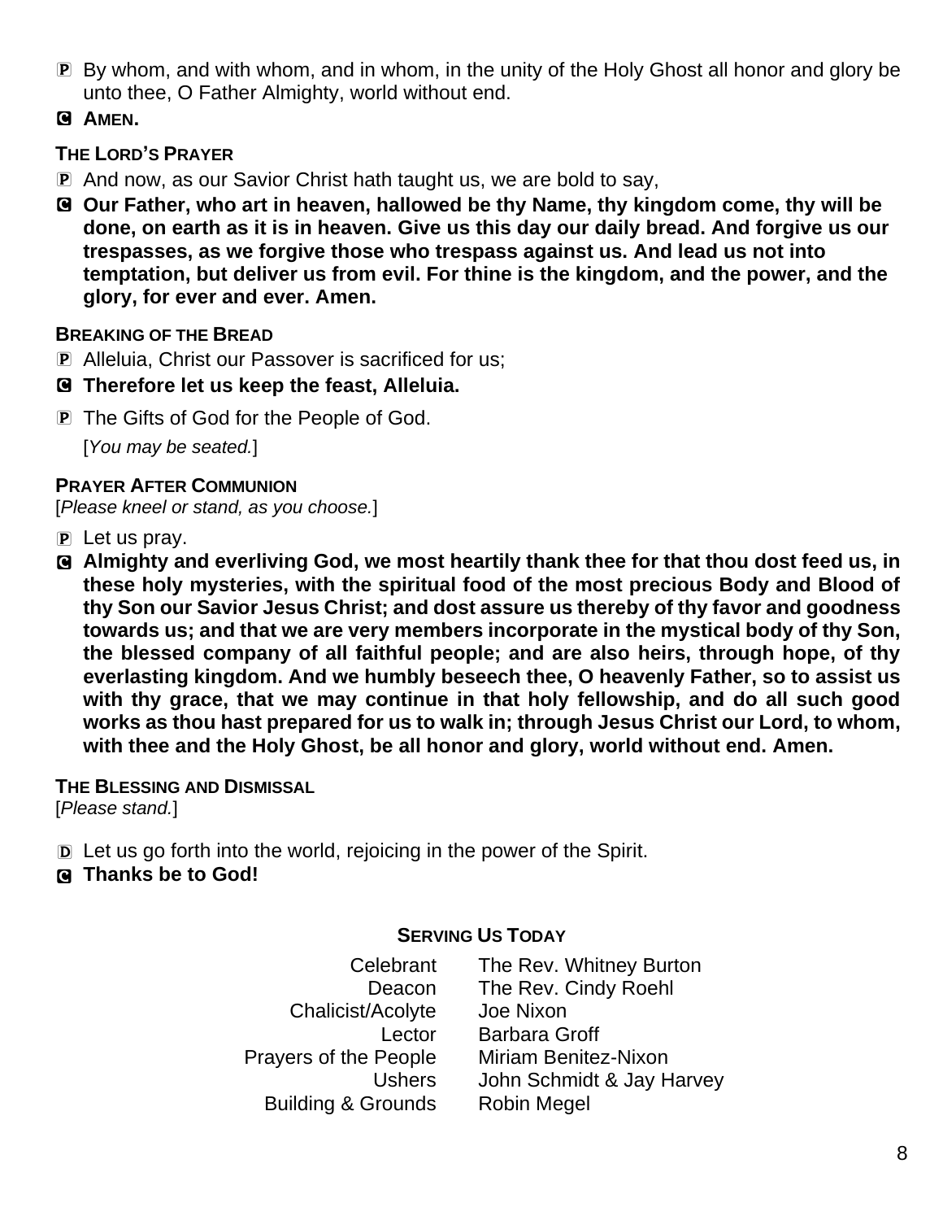P By whom, and with whom, and in whom, in the unity of the Holy Ghost all honor and glory be unto thee, O Father Almighty, world without end.

C **AMEN.**

**THE LORD'S PRAYER**

P And now, as our Savior Christ hath taught us, we are bold to say,

C **Our Father, who art in heaven, hallowed be thy Name, thy kingdom come, thy will be done, on earth as it is in heaven. Give us this day our daily bread. And forgive us our trespasses, as we forgive those who trespass against us. And lead us not into temptation, but deliver us from evil. For thine is the kingdom, and the power, and the glory, for ever and ever. Amen.**

**BREAKING OF THE BREAD**

P Alleluia, Christ our Passover is sacrificed for us;

C **Therefore let us keep the feast, Alleluia.**

P The Gifts of God for the People of God.

[*You may be seated.*]

**PRAYER AFTER COMMUNION**

[*Please kneel or stand, as you choose.*]

P Let us pray.

C **Almighty and everliving God, we most heartily thank thee for that thou dost feed us, in these holy mysteries, with the spiritual food of the most precious Body and Blood of thy Son our Savior Jesus Christ; and dost assure us thereby of thy favor and goodness towards us; and that we are very members incorporate in the mystical body of thy Son, the blessed company of all faithful people; and are also heirs, through hope, of thy everlasting kingdom. And we humbly beseech thee, O heavenly Father, so to assist us with thy grace, that we may continue in that holy fellowship, and do all such good works as thou hast prepared for us to walk in; through Jesus Christ our Lord, to whom, with thee and the Holy Ghost, be all honor and glory, world without end. Amen.**

**THE BLESSING AND DISMISSAL**

[*Please stand.*]

D Let us go forth into the world, rejoicing in the power of the Spirit.

C **Thanks be to God!**

**SERVING US TODAY**

| | |
|---|---|
| Celebrant | The Rev. Whitney Burton |
| Deacon | The Rev. Cindy Roehl |
| Chalicist/Acolyte | Joe Nixon |
| Lector | Barbara Groff |
| Prayers of the People | Miriam Benitez-Nixon |
| Ushers | John Schmidt & Jay Harvey |
| Building & Grounds | Robin Megel |